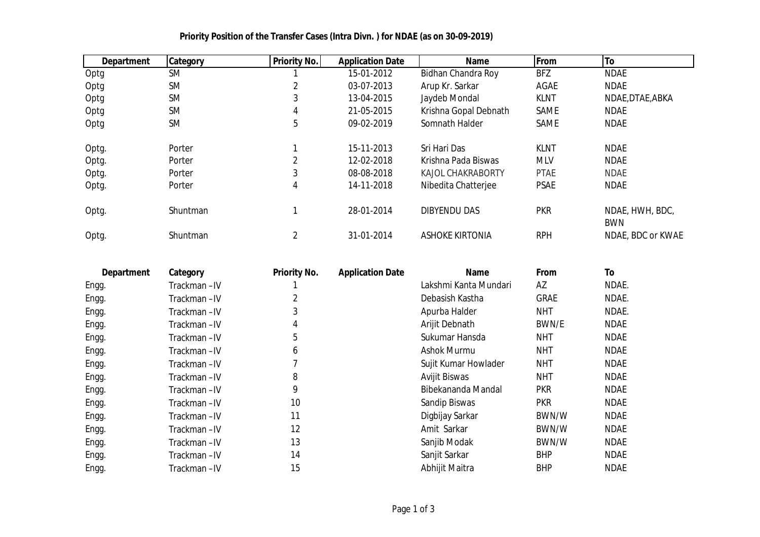**Priority Position of the Transfer Cases (Intra Divn. ) for NDAE (as on 30-09-2019)**

| Department | Category | Priority No. | Application Date | Name | From | To |
|---|---|---|---|---|---|---|
| Optg | SM | 1 | 15-01-2012 | Bidhan Chandra Roy | BFZ | NDAE |
| Optg | SM | 2 | 03-07-2013 | Arup Kr. Sarkar | AGAE | NDAE |
| Optg | SM | 3 | 13-04-2015 | Jaydeb Mondal | KLNT | NDAE,DTAE,ABKA |
| Optg | SM | 4 | 21-05-2015 | Krishna Gopal Debnath | SAME | NDAE |
| Optg | SM | 5 | 09-02-2019 | Somnath Halder | SAME | NDAE |
| Optg. | Porter | 1 | 15-11-2013 | Sri Hari Das | KLNT | NDAE |
| Optg. | Porter | 2 | 12-02-2018 | Krishna Pada Biswas | MLV | NDAE |
| Optg. | Porter | 3 | 08-08-2018 | KAJOL CHAKRABORTY | PTAE | NDAE |
| Optg. | Porter | 4 | 14-11-2018 | Nibedita Chatterjee | PSAE | NDAE |
| Optg. | Shuntman | 1 | 28-01-2014 | DIBYENDU DAS | PKR | NDAE, HWH, BDC, BWN |
| Optg. | Shuntman | 2 | 31-01-2014 | ASHOKE KIRTONIA | RPH | NDAE, BDC or KWAE |

| Department | Category | Priority No. | Application Date | Name | From | To |
|---|---|---|---|---|---|---|
| Engg. | Trackman –IV | 1 | | Lakshmi Kanta Mundari | AZ | NDAE. |
| Engg. | Trackman –IV | 2 | | Debasish Kastha | GRAE | NDAE. |
| Engg. | Trackman –IV | 3 | | Apurba Halder | NHT | NDAE. |
| Engg. | Trackman –IV | 4 | | Arijit Debnath | BWN/E | NDAE |
| Engg. | Trackman –IV | 5 | | Sukumar Hansda | NHT | NDAE |
| Engg. | Trackman –IV | 6 | | Ashok Murmu | NHT | NDAE |
| Engg. | Trackman –IV | 7 | | Sujit Kumar Howlader | NHT | NDAE |
| Engg. | Trackman –IV | 8 | | Avijit Biswas | NHT | NDAE |
| Engg. | Trackman –IV | 9 | | Bibekananda Mandal | PKR | NDAE |
| Engg. | Trackman –IV | 10 | | Sandip Biswas | PKR | NDAE |
| Engg. | Trackman –IV | 11 | | Digbijay Sarkar | BWN/W | NDAE |
| Engg. | Trackman –IV | 12 | | Amit Sarkar | BWN/W | NDAE |
| Engg. | Trackman –IV | 13 | | Sanjib Modak | BWN/W | NDAE |
| Engg. | Trackman –IV | 14 | | Sanjit Sarkar | BHP | NDAE |
| Engg. | Trackman –IV | 15 | | Abhijit Maitra | BHP | NDAE |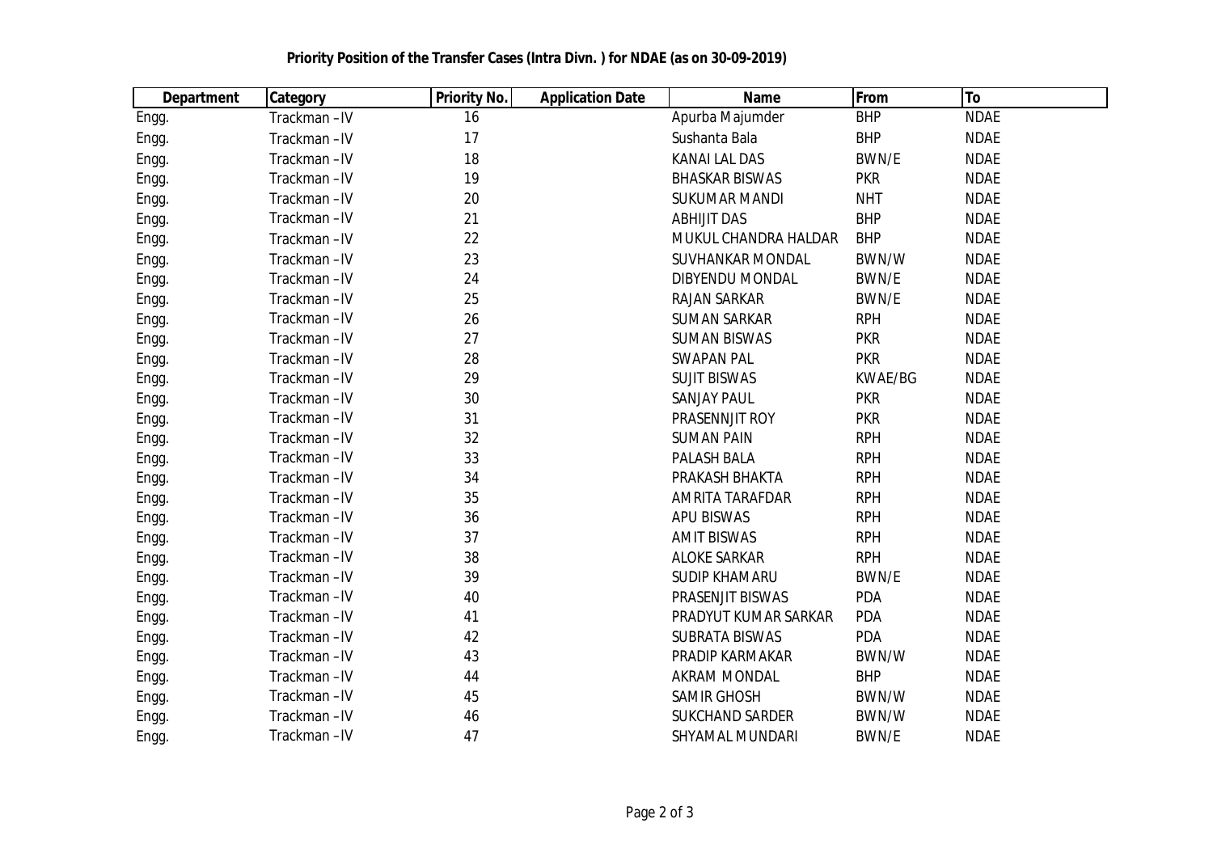**Priority Position of the Transfer Cases (Intra Divn. ) for NDAE (as on 30-09-2019)**

| Department | Category | Priority No. | Application Date | Name | From | To |
|---|---|---|---|---|---|---|
| Engg. | Trackman –IV | 16 | | Apurba Majumder | BHP | NDAE |
| Engg. | Trackman –IV | 17 | | Sushanta Bala | BHP | NDAE |
| Engg. | Trackman –IV | 18 | | KANAI LAL DAS | BWN/E | NDAE |
| Engg. | Trackman –IV | 19 | | BHASKAR BISWAS | PKR | NDAE |
| Engg. | Trackman –IV | 20 | | SUKUMAR MANDI | NHT | NDAE |
| Engg. | Trackman –IV | 21 | | ABHIJIT DAS | BHP | NDAE |
| Engg. | Trackman –IV | 22 | | MUKUL CHANDRA HALDAR | BHP | NDAE |
| Engg. | Trackman –IV | 23 | | SUVHANKAR MONDAL | BWN/W | NDAE |
| Engg. | Trackman –IV | 24 | | DIBYENDU MONDAL | BWN/E | NDAE |
| Engg. | Trackman –IV | 25 | | RAJAN SARKAR | BWN/E | NDAE |
| Engg. | Trackman –IV | 26 | | SUMAN SARKAR | RPH | NDAE |
| Engg. | Trackman –IV | 27 | | SUMAN BISWAS | PKR | NDAE |
| Engg. | Trackman –IV | 28 | | SWAPAN PAL | PKR | NDAE |
| Engg. | Trackman –IV | 29 | | SUJIT BISWAS | KWAE/BG | NDAE |
| Engg. | Trackman –IV | 30 | | SANJAY PAUL | PKR | NDAE |
| Engg. | Trackman –IV | 31 | | PRASENNJIT ROY | PKR | NDAE |
| Engg. | Trackman –IV | 32 | | SUMAN PAIN | RPH | NDAE |
| Engg. | Trackman –IV | 33 | | PALASH BALA | RPH | NDAE |
| Engg. | Trackman –IV | 34 | | PRAKASH BHAKTA | RPH | NDAE |
| Engg. | Trackman –IV | 35 | | AMRITA TARAFDAR | RPH | NDAE |
| Engg. | Trackman –IV | 36 | | APU BISWAS | RPH | NDAE |
| Engg. | Trackman –IV | 37 | | AMIT BISWAS | RPH | NDAE |
| Engg. | Trackman –IV | 38 | | ALOKE SARKAR | RPH | NDAE |
| Engg. | Trackman –IV | 39 | | SUDIP KHAMARU | BWN/E | NDAE |
| Engg. | Trackman –IV | 40 | | PRASENJIT BISWAS | PDA | NDAE |
| Engg. | Trackman –IV | 41 | | PRADYUT KUMAR SARKAR | PDA | NDAE |
| Engg. | Trackman –IV | 42 | | SUBRATA BISWAS | PDA | NDAE |
| Engg. | Trackman –IV | 43 | | PRADIP KARMAKAR | BWN/W | NDAE |
| Engg. | Trackman –IV | 44 | | AKRAM MONDAL | BHP | NDAE |
| Engg. | Trackman –IV | 45 | | SAMIR GHOSH | BWN/W | NDAE |
| Engg. | Trackman –IV | 46 | | SUKCHAND SARDER | BWN/W | NDAE |
| Engg. | Trackman –IV | 47 | | SHYAMAL MUNDARI | BWN/E | NDAE |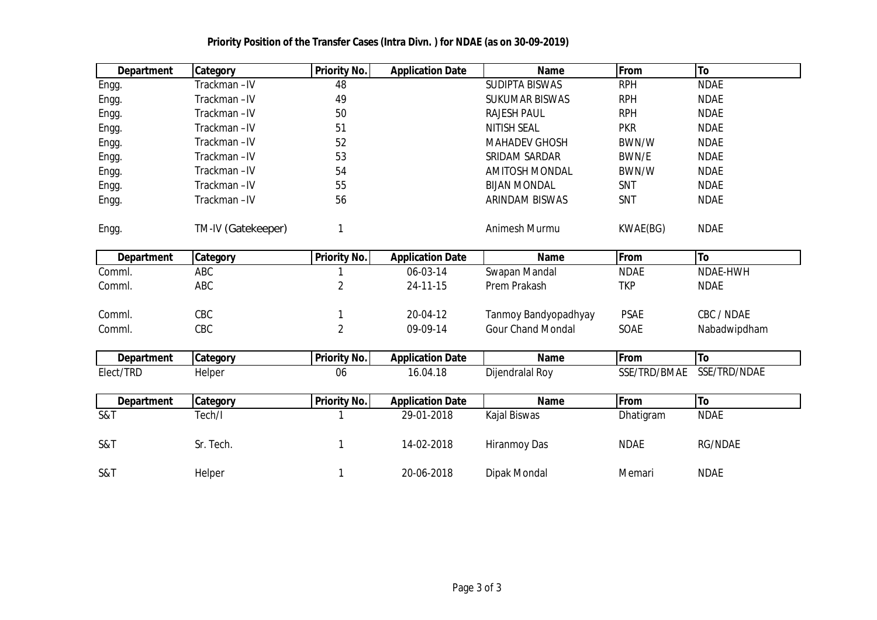**Priority Position of the Transfer Cases (Intra Divn. ) for NDAE (as on 30-09-2019)**

| Department | Category | Priority No. | Application Date | Name | From | To |
|---|---|---|---|---|---|---|
| Engg. | Trackman –IV | 48 | | SUDIPTA BISWAS | RPH | NDAE |
| Engg. | Trackman –IV | 49 | | SUKUMAR BISWAS | RPH | NDAE |
| Engg. | Trackman –IV | 50 | | RAJESH PAUL | RPH | NDAE |
| Engg. | Trackman –IV | 51 | | NITISH SEAL | PKR | NDAE |
| Engg. | Trackman –IV | 52 | | MAHADEV GHOSH | BWN/W | NDAE |
| Engg. | Trackman –IV | 53 | | SRIDAM SARDAR | BWN/E | NDAE |
| Engg. | Trackman –IV | 54 | | AMITOSH MONDAL | BWN/W | NDAE |
| Engg. | Trackman –IV | 55 | | BIJAN MONDAL | SNT | NDAE |
| Engg. | Trackman –IV | 56 | | ARINDAM BISWAS | SNT | NDAE |
| Engg. | TM-IV (Gatekeeper) | 1 | | Animesh Murmu | KWAE(BG) | NDAE |

| Department | Category | Priority No. | Application Date | Name | From | To |
|---|---|---|---|---|---|---|
| Comml. | ABC | 1 | 06-03-14 | Swapan Mandal | NDAE | NDAE-HWH |
| Comml. | ABC | 2 | 24-11-15 | Prem Prakash | TKP | NDAE |
| Comml. | CBC | 1 | 20-04-12 | Tanmoy Bandyopadhyay | PSAE | CBC / NDAE |
| Comml. | CBC | 2 | 09-09-14 | Gour Chand Mondal | SOAE | Nabadwipdham |

| Department | Category | Priority No. | Application Date | Name | From | To |
|---|---|---|---|---|---|---|
| Elect/TRD | Helper | 06 | 16.04.18 | Dijendralal Roy | SSE/TRD/BMAE | SSE/TRD/NDAE |

| Department | Category | Priority No. | Application Date | Name | From | To |
|---|---|---|---|---|---|---|
| S&T | Tech/I | 1 | 29-01-2018 | Kajal Biswas | Dhatigram | NDAE |
| S&T | Sr. Tech. | 1 | 14-02-2018 | Hiranmoy Das | NDAE | RG/NDAE |
| S&T | Helper | 1 | 20-06-2018 | Dipak Mondal | Memari | NDAE |